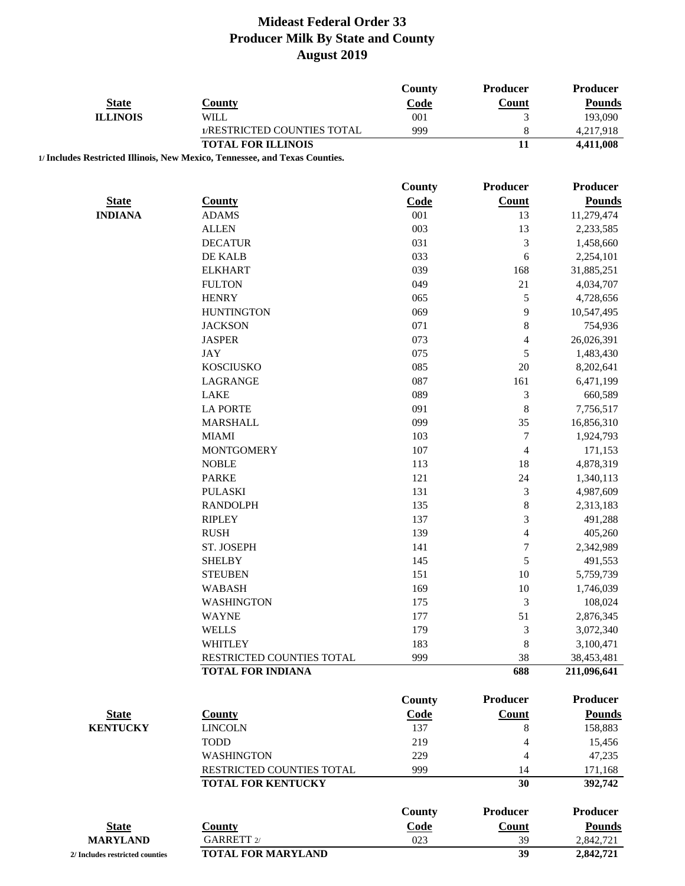# Mideast Federal Order 33
## Producer Milk By State and County
### August 2019

| State | County | County Code | Producer Count | Producer Pounds |
|---|---|---|---|---|
| ILLINOIS | WILL | 001 | 3 | 193,090 |
| | 1/RESTRICTED COUNTIES TOTAL | 999 | 8 | 4,217,918 |
| | **TOTAL FOR ILLINOIS** | | **11** | **4,411,008** |

**1/ Includes Restricted Illinois, New Mexico, Tennessee, and Texas Counties.**

| State | County | County Code | Producer Count | Producer Pounds |
|---|---|---|---|---|
| INDIANA | ADAMS | 001 | 13 | 11,279,474 |
| | ALLEN | 003 | 13 | 2,233,585 |
| | DECATUR | 031 | 3 | 1,458,660 |
| | DE KALB | 033 | 6 | 2,254,101 |
| | ELKHART | 039 | 168 | 31,885,251 |
| | FULTON | 049 | 21 | 4,034,707 |
| | HENRY | 065 | 5 | 4,728,656 |
| | HUNTINGTON | 069 | 9 | 10,547,495 |
| | JACKSON | 071 | 8 | 754,936 |
| | JASPER | 073 | 4 | 26,026,391 |
| | JAY | 075 | 5 | 1,483,430 |
| | KOSCIUSKO | 085 | 20 | 8,202,641 |
| | LAGRANGE | 087 | 161 | 6,471,199 |
| | LAKE | 089 | 3 | 660,589 |
| | LA PORTE | 091 | 8 | 7,756,517 |
| | MARSHALL | 099 | 35 | 16,856,310 |
| | MIAMI | 103 | 7 | 1,924,793 |
| | MONTGOMERY | 107 | 4 | 171,153 |
| | NOBLE | 113 | 18 | 4,878,319 |
| | PARKE | 121 | 24 | 1,340,113 |
| | PULASKI | 131 | 3 | 4,987,609 |
| | RANDOLPH | 135 | 8 | 2,313,183 |
| | RIPLEY | 137 | 3 | 491,288 |
| | RUSH | 139 | 4 | 405,260 |
| | ST. JOSEPH | 141 | 7 | 2,342,989 |
| | SHELBY | 145 | 5 | 491,553 |
| | STEUBEN | 151 | 10 | 5,759,739 |
| | WABASH | 169 | 10 | 1,746,039 |
| | WASHINGTON | 175 | 3 | 108,024 |
| | WAYNE | 177 | 51 | 2,876,345 |
| | WELLS | 179 | 3 | 3,072,340 |
| | WHITLEY | 183 | 8 | 3,100,471 |
| | RESTRICTED COUNTIES TOTAL | 999 | 38 | 38,453,481 |
| | **TOTAL FOR INDIANA** | | **688** | **211,096,641** |

| State | County | County Code | Producer Count | Producer Pounds |
|---|---|---|---|---|
| KENTUCKY | LINCOLN | 137 | 8 | 158,883 |
| | TODD | 219 | 4 | 15,456 |
| | WASHINGTON | 229 | 4 | 47,235 |
| | RESTRICTED COUNTIES TOTAL | 999 | 14 | 171,168 |
| | **TOTAL FOR KENTUCKY** | | **30** | **392,742** |

| State | County | County Code | Producer Count | Producer Pounds |
|---|---|---|---|---|
| MARYLAND | GARRETT 2/ | 023 | 39 | 2,842,721 |
| | **TOTAL FOR MARYLAND** | | **39** | **2,842,721** |

**2/ Includes restricted counties**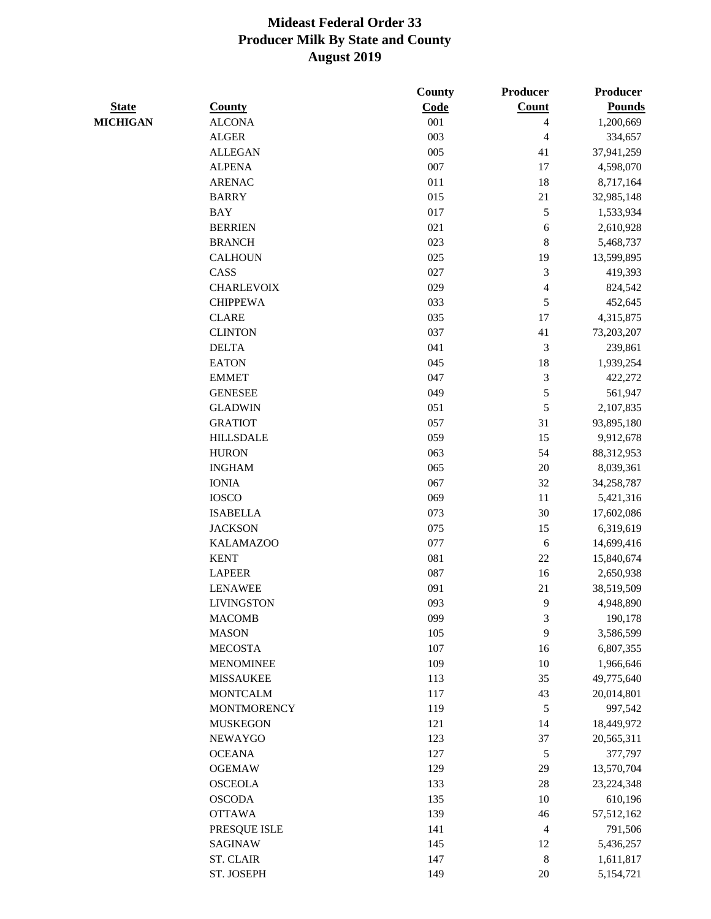# Mideast Federal Order 33
# Producer Milk By State and County
# August 2019

| State | County | County Code | Producer Count | Producer Pounds |
|---|---|---|---|---|
| MICHIGAN | ALCONA | 001 | 4 | 1,200,669 |
| | ALGER | 003 | 4 | 334,657 |
| | ALLEGAN | 005 | 41 | 37,941,259 |
| | ALPENA | 007 | 17 | 4,598,070 |
| | ARENAC | 011 | 18 | 8,717,164 |
| | BARRY | 015 | 21 | 32,985,148 |
| | BAY | 017 | 5 | 1,533,934 |
| | BERRIEN | 021 | 6 | 2,610,928 |
| | BRANCH | 023 | 8 | 5,468,737 |
| | CALHOUN | 025 | 19 | 13,599,895 |
| | CASS | 027 | 3 | 419,393 |
| | CHARLEVOIX | 029 | 4 | 824,542 |
| | CHIPPEWA | 033 | 5 | 452,645 |
| | CLARE | 035 | 17 | 4,315,875 |
| | CLINTON | 037 | 41 | 73,203,207 |
| | DELTA | 041 | 3 | 239,861 |
| | EATON | 045 | 18 | 1,939,254 |
| | EMMET | 047 | 3 | 422,272 |
| | GENESEE | 049 | 5 | 561,947 |
| | GLADWIN | 051 | 5 | 2,107,835 |
| | GRATIOT | 057 | 31 | 93,895,180 |
| | HILLSDALE | 059 | 15 | 9,912,678 |
| | HURON | 063 | 54 | 88,312,953 |
| | INGHAM | 065 | 20 | 8,039,361 |
| | IONIA | 067 | 32 | 34,258,787 |
| | IOSCO | 069 | 11 | 5,421,316 |
| | ISABELLA | 073 | 30 | 17,602,086 |
| | JACKSON | 075 | 15 | 6,319,619 |
| | KALAMAZOO | 077 | 6 | 14,699,416 |
| | KENT | 081 | 22 | 15,840,674 |
| | LAPEER | 087 | 16 | 2,650,938 |
| | LENAWEE | 091 | 21 | 38,519,509 |
| | LIVINGSTON | 093 | 9 | 4,948,890 |
| | MACOMB | 099 | 3 | 190,178 |
| | MASON | 105 | 9 | 3,586,599 |
| | MECOSTA | 107 | 16 | 6,807,355 |
| | MENOMINEE | 109 | 10 | 1,966,646 |
| | MISSAUKEE | 113 | 35 | 49,775,640 |
| | MONTCALM | 117 | 43 | 20,014,801 |
| | MONTMORENCY | 119 | 5 | 997,542 |
| | MUSKEGON | 121 | 14 | 18,449,972 |
| | NEWAYGO | 123 | 37 | 20,565,311 |
| | OCEANA | 127 | 5 | 377,797 |
| | OGEMAW | 129 | 29 | 13,570,704 |
| | OSCEOLA | 133 | 28 | 23,224,348 |
| | OSCODA | 135 | 10 | 610,196 |
| | OTTAWA | 139 | 46 | 57,512,162 |
| | PRESQUE ISLE | 141 | 4 | 791,506 |
| | SAGINAW | 145 | 12 | 5,436,257 |
| | ST. CLAIR | 147 | 8 | 1,611,817 |
| | ST. JOSEPH | 149 | 20 | 5,154,721 |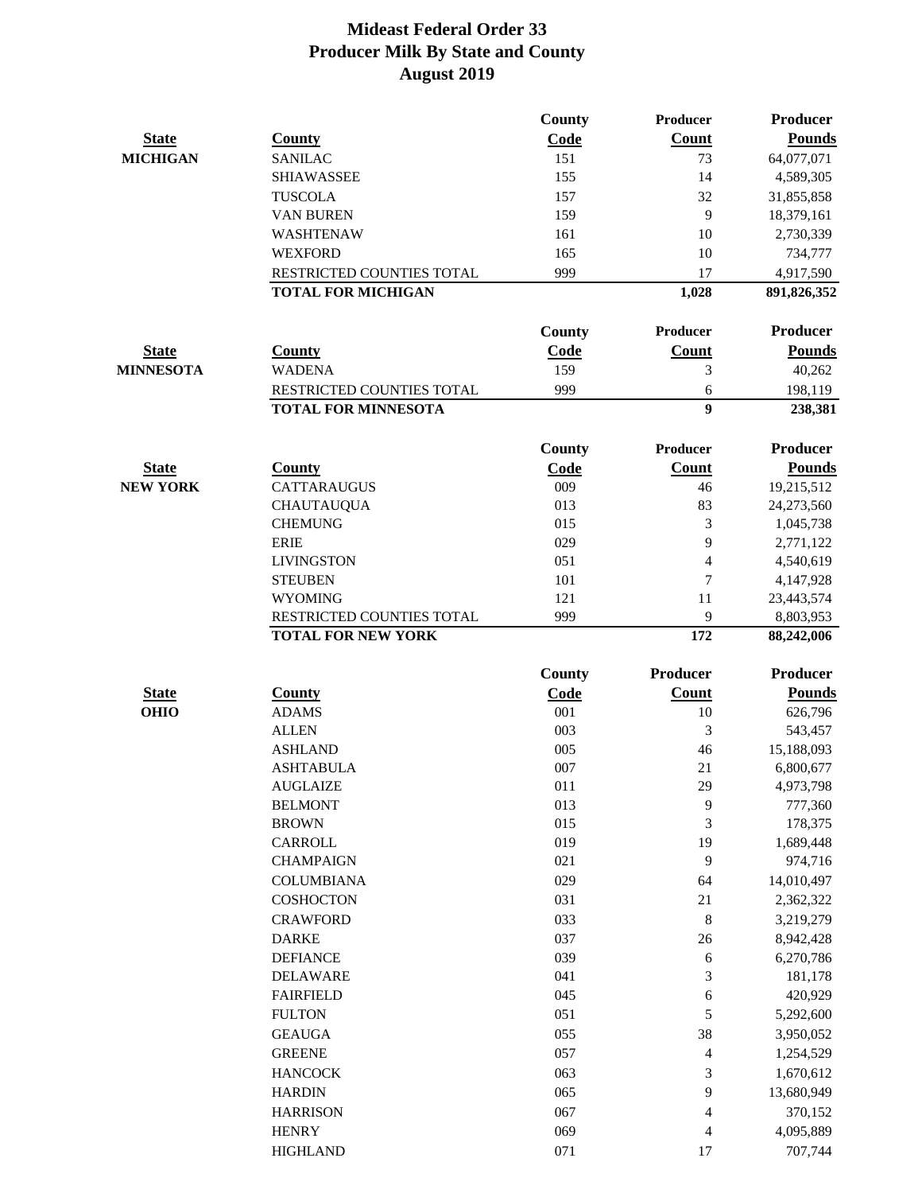# Mideast Federal Order 33
## Producer Milk By State and County
## August 2019

| State | County | County Code | Producer Count | Producer Pounds |
|---|---|---|---|---|
| **MICHIGAN** | SANILAC | 151 | 73 | 64,077,071 |
| | SHIAWASSEE | 155 | 14 | 4,589,305 |
| | TUSCOLA | 157 | 32 | 31,855,858 |
| | VAN BUREN | 159 | 9 | 18,379,161 |
| | WASHTENAW | 161 | 10 | 2,730,339 |
| | WEXFORD | 165 | 10 | 734,777 |
| | RESTRICTED COUNTIES TOTAL | 999 | 17 | 4,917,590 |
| | **TOTAL FOR MICHIGAN** | | **1,028** | **891,826,352** |

| State | County | County Code | Producer Count | Producer Pounds |
|---|---|---|---|---|
| **MINNESOTA** | WADENA | 159 | 3 | 40,262 |
| | RESTRICTED COUNTIES TOTAL | 999 | 6 | 198,119 |
| | **TOTAL FOR MINNESOTA** | | **9** | **238,381** |

| State | County | County Code | Producer Count | Producer Pounds |
|---|---|---|---|---|
| **NEW YORK** | CATTARAUGUS | 009 | 46 | 19,215,512 |
| | CHAUTAUQUA | 013 | 83 | 24,273,560 |
| | CHEMUNG | 015 | 3 | 1,045,738 |
| | ERIE | 029 | 9 | 2,771,122 |
| | LIVINGSTON | 051 | 4 | 4,540,619 |
| | STEUBEN | 101 | 7 | 4,147,928 |
| | WYOMING | 121 | 11 | 23,443,574 |
| | RESTRICTED COUNTIES TOTAL | 999 | 9 | 8,803,953 |
| | **TOTAL FOR NEW YORK** | | **172** | **88,242,006** |

| State | County | County Code | Producer Count | Producer Pounds |
|---|---|---|---|---|
| **OHIO** | ADAMS | 001 | 10 | 626,796 |
| | ALLEN | 003 | 3 | 543,457 |
| | ASHLAND | 005 | 46 | 15,188,093 |
| | ASHTABULA | 007 | 21 | 6,800,677 |
| | AUGLAIZE | 011 | 29 | 4,973,798 |
| | BELMONT | 013 | 9 | 777,360 |
| | BROWN | 015 | 3 | 178,375 |
| | CARROLL | 019 | 19 | 1,689,448 |
| | CHAMPAIGN | 021 | 9 | 974,716 |
| | COLUMBIANA | 029 | 64 | 14,010,497 |
| | COSHOCTON | 031 | 21 | 2,362,322 |
| | CRAWFORD | 033 | 8 | 3,219,279 |
| | DARKE | 037 | 26 | 8,942,428 |
| | DEFIANCE | 039 | 6 | 6,270,786 |
| | DELAWARE | 041 | 3 | 181,178 |
| | FAIRFIELD | 045 | 6 | 420,929 |
| | FULTON | 051 | 5 | 5,292,600 |
| | GEAUGA | 055 | 38 | 3,950,052 |
| | GREENE | 057 | 4 | 1,254,529 |
| | HANCOCK | 063 | 3 | 1,670,612 |
| | HARDIN | 065 | 9 | 13,680,949 |
| | HARRISON | 067 | 4 | 370,152 |
| | HENRY | 069 | 4 | 4,095,889 |
| | HIGHLAND | 071 | 17 | 707,744 |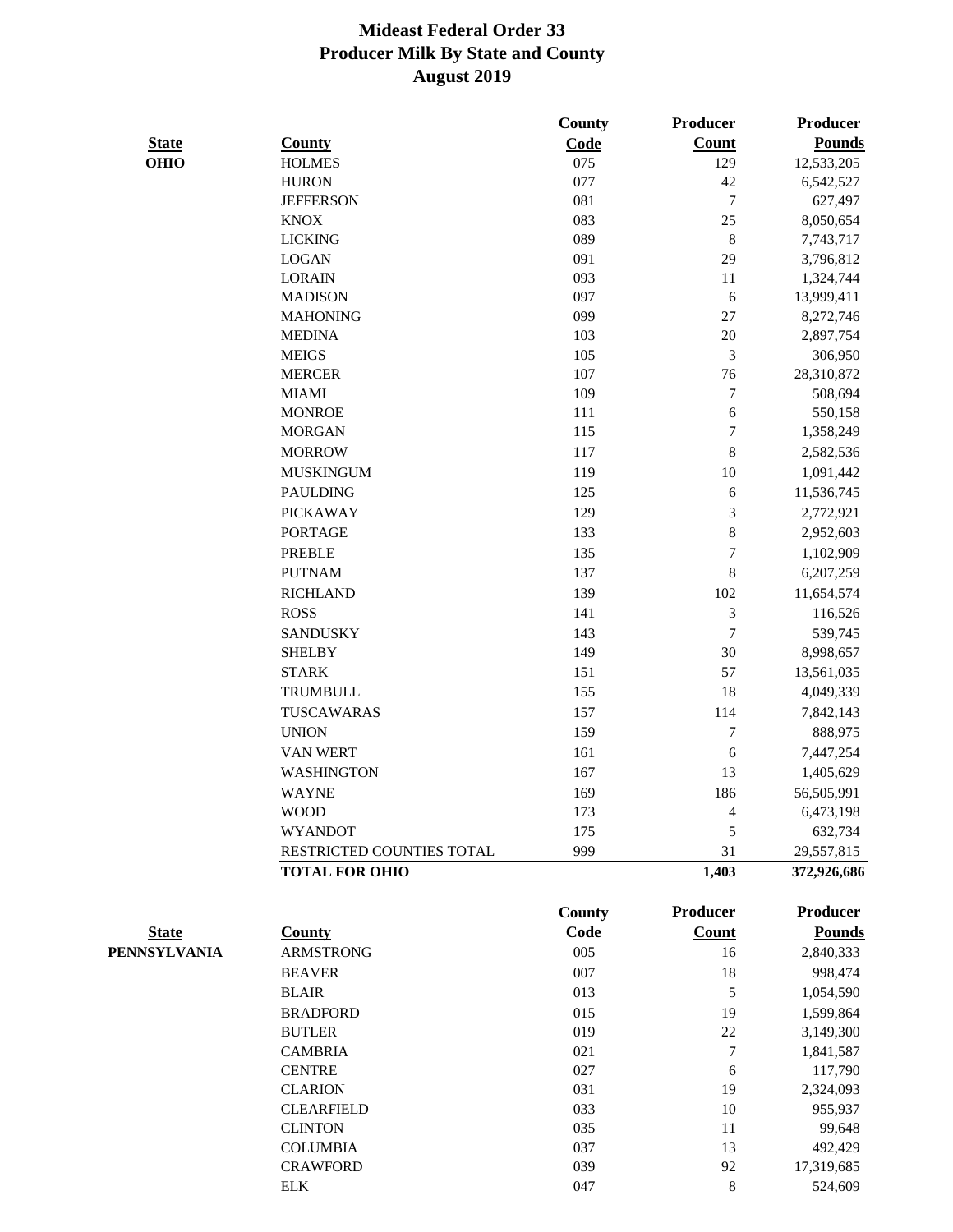# Mideast Federal Order 33
## Producer Milk By State and County
## August 2019

| State | County | County Code | Producer Count | Producer Pounds |
|---|---|---|---|---|
| OHIO | HOLMES | 075 | 129 | 12,533,205 |
| | HURON | 077 | 42 | 6,542,527 |
| | JEFFERSON | 081 | 7 | 627,497 |
| | KNOX | 083 | 25 | 8,050,654 |
| | LICKING | 089 | 8 | 7,743,717 |
| | LOGAN | 091 | 29 | 3,796,812 |
| | LORAIN | 093 | 11 | 1,324,744 |
| | MADISON | 097 | 6 | 13,999,411 |
| | MAHONING | 099 | 27 | 8,272,746 |
| | MEDINA | 103 | 20 | 2,897,754 |
| | MEIGS | 105 | 3 | 306,950 |
| | MERCER | 107 | 76 | 28,310,872 |
| | MIAMI | 109 | 7 | 508,694 |
| | MONROE | 111 | 6 | 550,158 |
| | MORGAN | 115 | 7 | 1,358,249 |
| | MORROW | 117 | 8 | 2,582,536 |
| | MUSKINGUM | 119 | 10 | 1,091,442 |
| | PAULDING | 125 | 6 | 11,536,745 |
| | PICKAWAY | 129 | 3 | 2,772,921 |
| | PORTAGE | 133 | 8 | 2,952,603 |
| | PREBLE | 135 | 7 | 1,102,909 |
| | PUTNAM | 137 | 8 | 6,207,259 |
| | RICHLAND | 139 | 102 | 11,654,574 |
| | ROSS | 141 | 3 | 116,526 |
| | SANDUSKY | 143 | 7 | 539,745 |
| | SHELBY | 149 | 30 | 8,998,657 |
| | STARK | 151 | 57 | 13,561,035 |
| | TRUMBULL | 155 | 18 | 4,049,339 |
| | TUSCAWARAS | 157 | 114 | 7,842,143 |
| | UNION | 159 | 7 | 888,975 |
| | VAN WERT | 161 | 6 | 7,447,254 |
| | WASHINGTON | 167 | 13 | 1,405,629 |
| | WAYNE | 169 | 186 | 56,505,991 |
| | WOOD | 173 | 4 | 6,473,198 |
| | WYANDOT | 175 | 5 | 632,734 |
| | RESTRICTED COUNTIES TOTAL | 999 | 31 | 29,557,815 |
| | **TOTAL FOR OHIO** | | **1,403** | **372,926,686** |

| State | County | County Code | Producer Count | Producer Pounds |
|---|---|---|---|---|
| PENNSYLVANIA | ARMSTRONG | 005 | 16 | 2,840,333 |
| | BEAVER | 007 | 18 | 998,474 |
| | BLAIR | 013 | 5 | 1,054,590 |
| | BRADFORD | 015 | 19 | 1,599,864 |
| | BUTLER | 019 | 22 | 3,149,300 |
| | CAMBRIA | 021 | 7 | 1,841,587 |
| | CENTRE | 027 | 6 | 117,790 |
| | CLARION | 031 | 19 | 2,324,093 |
| | CLEARFIELD | 033 | 10 | 955,937 |
| | CLINTON | 035 | 11 | 99,648 |
| | COLUMBIA | 037 | 13 | 492,429 |
| | CRAWFORD | 039 | 92 | 17,319,685 |
| | ELK | 047 | 8 | 524,609 |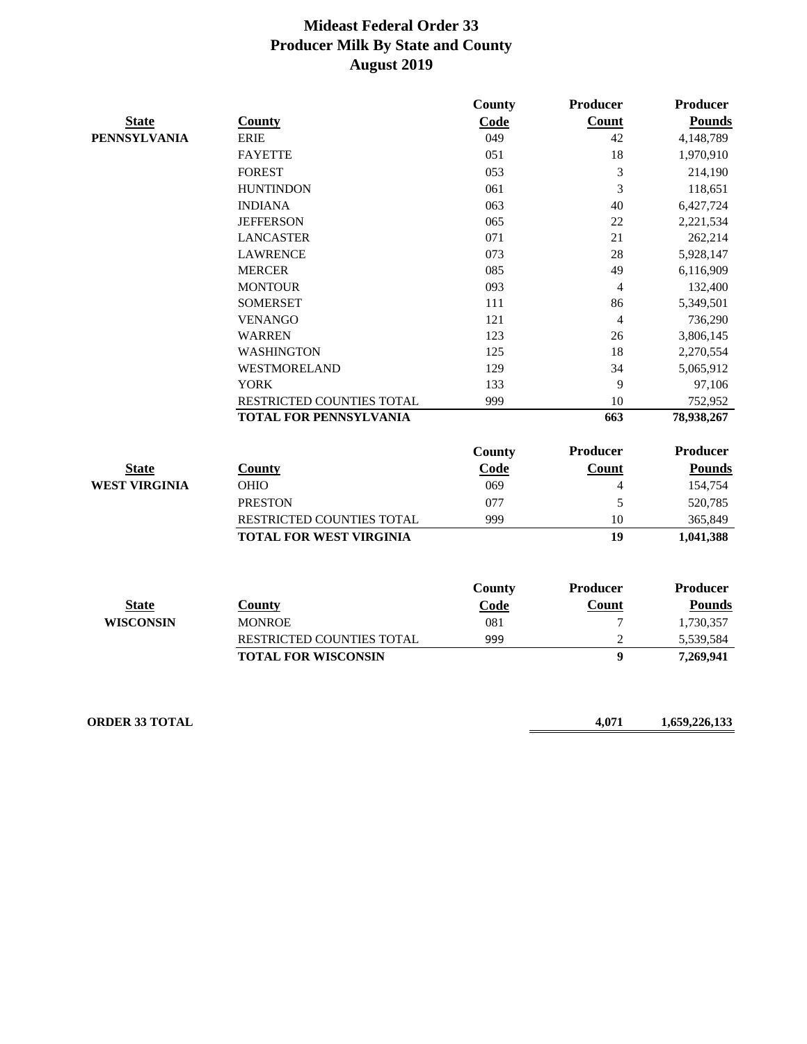# Mideast Federal Order 33
## Producer Milk By State and County
## August 2019

| State | County | County Code | Producer Count | Producer Pounds |
|---|---|---|---|---|
| **PENNSYLVANIA** | ERIE | 049 | 42 | 4,148,789 |
| | FAYETTE | 051 | 18 | 1,970,910 |
| | FOREST | 053 | 3 | 214,190 |
| | HUNTINDON | 061 | 3 | 118,651 |
| | INDIANA | 063 | 40 | 6,427,724 |
| | JEFFERSON | 065 | 22 | 2,221,534 |
| | LANCASTER | 071 | 21 | 262,214 |
| | LAWRENCE | 073 | 28 | 5,928,147 |
| | MERCER | 085 | 49 | 6,116,909 |
| | MONTOUR | 093 | 4 | 132,400 |
| | SOMERSET | 111 | 86 | 5,349,501 |
| | VENANGO | 121 | 4 | 736,290 |
| | WARREN | 123 | 26 | 3,806,145 |
| | WASHINGTON | 125 | 18 | 2,270,554 |
| | WESTMORELAND | 129 | 34 | 5,065,912 |
| | YORK | 133 | 9 | 97,106 |
| | RESTRICTED COUNTIES TOTAL | 999 | 10 | 752,952 |
| | **TOTAL FOR PENNSYLVANIA** | | **663** | **78,938,267** |

| State | County | County Code | Producer Count | Producer Pounds |
|---|---|---|---|---|
| **WEST VIRGINIA** | OHIO | 069 | 4 | 154,754 |
| | PRESTON | 077 | 5 | 520,785 |
| | RESTRICTED COUNTIES TOTAL | 999 | 10 | 365,849 |
| | **TOTAL FOR WEST VIRGINIA** | | **19** | **1,041,388** |

| State | County | County Code | Producer Count | Producer Pounds |
|---|---|---|---|---|
| **WISCONSIN** | MONROE | 081 | 7 | 1,730,357 |
| | RESTRICTED COUNTIES TOTAL | 999 | 2 | 5,539,584 |
| | **TOTAL FOR WISCONSIN** | | **9** | **7,269,941** |

| | | | | |
|---|---|---|---|---|
| **ORDER 33 TOTAL** | | | **4,071** | **1,659,226,133** |